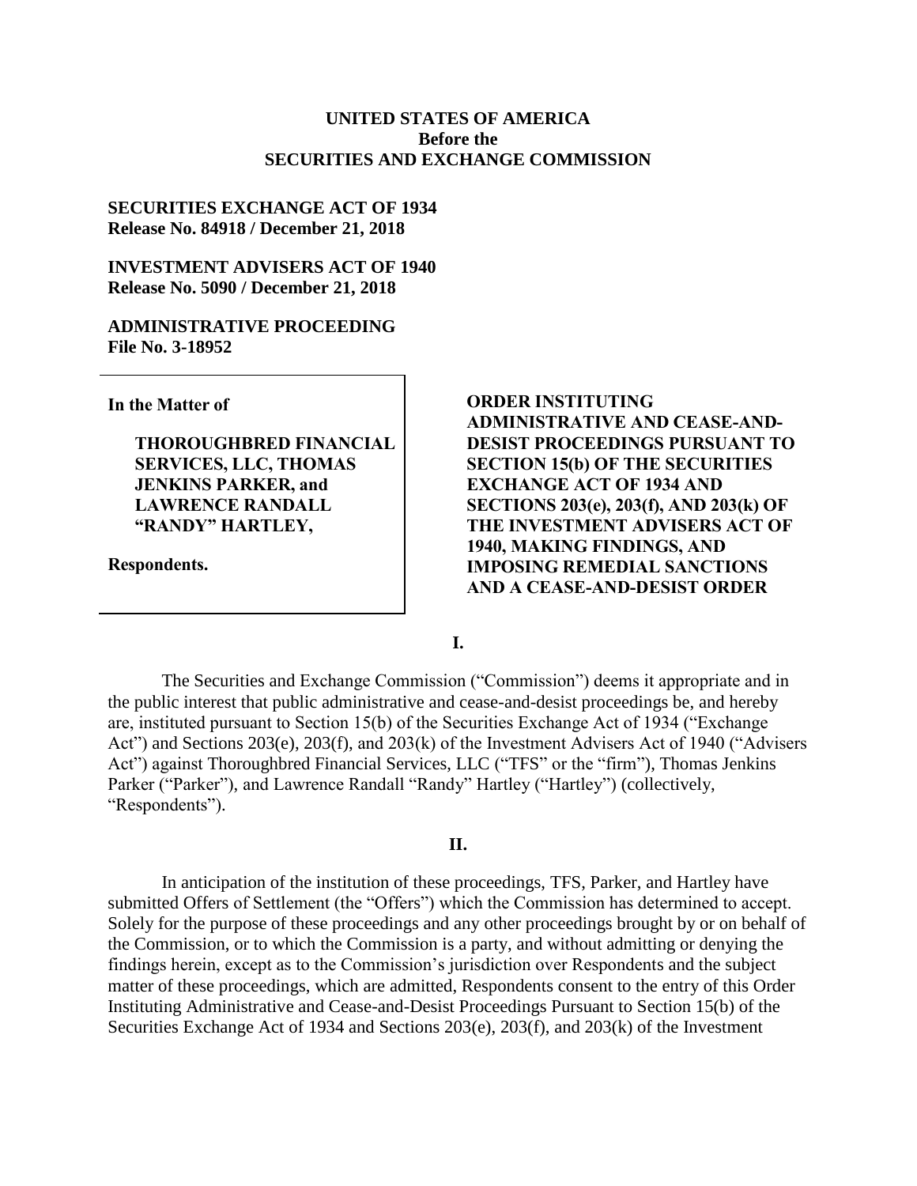**UNITED STATES OF AMERICA**
**Before the**
**SECURITIES AND EXCHANGE COMMISSION**

**SECURITIES EXCHANGE ACT OF 1934**
**Release No. 84918 / December 21, 2018**

**INVESTMENT ADVISERS ACT OF 1940**
**Release No. 5090 / December 21, 2018**

**ADMINISTRATIVE PROCEEDING**
**File No. 3-18952**

**In the Matter of**

**THOROUGHBRED FINANCIAL SERVICES, LLC, THOMAS JENKINS PARKER, and LAWRENCE RANDALL "RANDY" HARTLEY,**

**Respondents.**

**ORDER INSTITUTING ADMINISTRATIVE AND CEASE-AND-DESIST PROCEEDINGS PURSUANT TO SECTION 15(b) OF THE SECURITIES EXCHANGE ACT OF 1934 AND SECTIONS 203(e), 203(f), AND 203(k) OF THE INVESTMENT ADVISERS ACT OF 1940, MAKING FINDINGS, AND IMPOSING REMEDIAL SANCTIONS AND A CEASE-AND-DESIST ORDER**

## I.

The Securities and Exchange Commission ("Commission") deems it appropriate and in the public interest that public administrative and cease-and-desist proceedings be, and hereby are, instituted pursuant to Section 15(b) of the Securities Exchange Act of 1934 ("Exchange Act") and Sections 203(e), 203(f), and 203(k) of the Investment Advisers Act of 1940 ("Advisers Act") against Thoroughbred Financial Services, LLC ("TFS" or the "firm"), Thomas Jenkins Parker ("Parker"), and Lawrence Randall "Randy" Hartley ("Hartley") (collectively, "Respondents").

## II.

In anticipation of the institution of these proceedings, TFS, Parker, and Hartley have submitted Offers of Settlement (the "Offers") which the Commission has determined to accept. Solely for the purpose of these proceedings and any other proceedings brought by or on behalf of the Commission, or to which the Commission is a party, and without admitting or denying the findings herein, except as to the Commission's jurisdiction over Respondents and the subject matter of these proceedings, which are admitted, Respondents consent to the entry of this Order Instituting Administrative and Cease-and-Desist Proceedings Pursuant to Section 15(b) of the Securities Exchange Act of 1934 and Sections 203(e), 203(f), and 203(k) of the Investment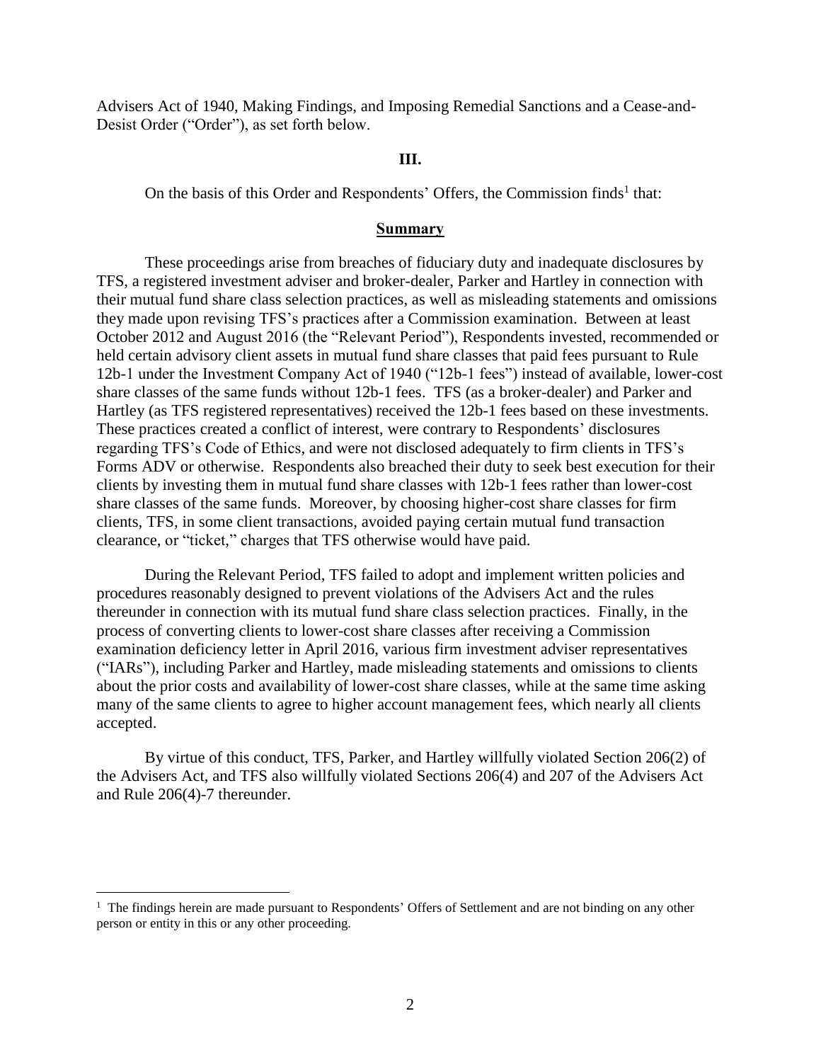Advisers Act of 1940, Making Findings, and Imposing Remedial Sanctions and a Cease-and-Desist Order ("Order"), as set forth below.

### III.

On the basis of this Order and Respondents' Offers, the Commission finds[1] that:

### **Summary**

These proceedings arise from breaches of fiduciary duty and inadequate disclosures by TFS, a registered investment adviser and broker-dealer, Parker and Hartley in connection with their mutual fund share class selection practices, as well as misleading statements and omissions they made upon revising TFS's practices after a Commission examination. Between at least October 2012 and August 2016 (the "Relevant Period"), Respondents invested, recommended or held certain advisory client assets in mutual fund share classes that paid fees pursuant to Rule 12b-1 under the Investment Company Act of 1940 ("12b-1 fees") instead of available, lower-cost share classes of the same funds without 12b-1 fees. TFS (as a broker-dealer) and Parker and Hartley (as TFS registered representatives) received the 12b-1 fees based on these investments. These practices created a conflict of interest, were contrary to Respondents' disclosures regarding TFS's Code of Ethics, and were not disclosed adequately to firm clients in TFS's Forms ADV or otherwise. Respondents also breached their duty to seek best execution for their clients by investing them in mutual fund share classes with 12b-1 fees rather than lower-cost share classes of the same funds. Moreover, by choosing higher-cost share classes for firm clients, TFS, in some client transactions, avoided paying certain mutual fund transaction clearance, or "ticket," charges that TFS otherwise would have paid.

During the Relevant Period, TFS failed to adopt and implement written policies and procedures reasonably designed to prevent violations of the Advisers Act and the rules thereunder in connection with its mutual fund share class selection practices. Finally, in the process of converting clients to lower-cost share classes after receiving a Commission examination deficiency letter in April 2016, various firm investment adviser representatives ("IARs"), including Parker and Hartley, made misleading statements and omissions to clients about the prior costs and availability of lower-cost share classes, while at the same time asking many of the same clients to agree to higher account management fees, which nearly all clients accepted.

By virtue of this conduct, TFS, Parker, and Hartley willfully violated Section 206(2) of the Advisers Act, and TFS also willfully violated Sections 206(4) and 207 of the Advisers Act and Rule 206(4)-7 thereunder.

---

[1] The findings herein are made pursuant to Respondents' Offers of Settlement and are not binding on any other person or entity in this or any other proceeding.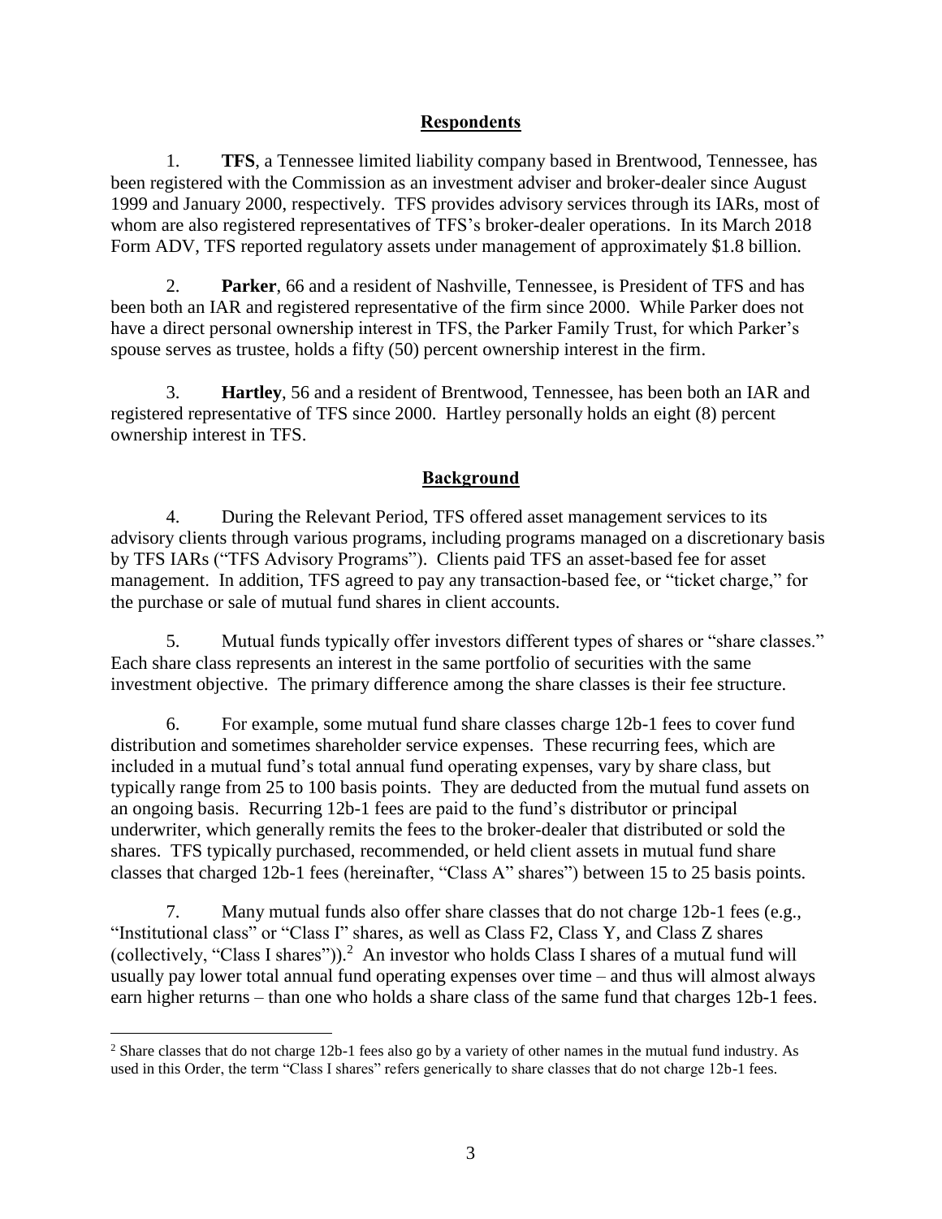## Respondents

1. **TFS**, a Tennessee limited liability company based in Brentwood, Tennessee, has been registered with the Commission as an investment adviser and broker-dealer since August 1999 and January 2000, respectively. TFS provides advisory services through its IARs, most of whom are also registered representatives of TFS's broker-dealer operations. In its March 2018 Form ADV, TFS reported regulatory assets under management of approximately $1.8 billion.

2. **Parker**, 66 and a resident of Nashville, Tennessee, is President of TFS and has been both an IAR and registered representative of the firm since 2000. While Parker does not have a direct personal ownership interest in TFS, the Parker Family Trust, for which Parker's spouse serves as trustee, holds a fifty (50) percent ownership interest in the firm.

3. **Hartley**, 56 and a resident of Brentwood, Tennessee, has been both an IAR and registered representative of TFS since 2000. Hartley personally holds an eight (8) percent ownership interest in TFS.

## Background

4. During the Relevant Period, TFS offered asset management services to its advisory clients through various programs, including programs managed on a discretionary basis by TFS IARs ("TFS Advisory Programs"). Clients paid TFS an asset-based fee for asset management. In addition, TFS agreed to pay any transaction-based fee, or "ticket charge," for the purchase or sale of mutual fund shares in client accounts.

5. Mutual funds typically offer investors different types of shares or "share classes." Each share class represents an interest in the same portfolio of securities with the same investment objective. The primary difference among the share classes is their fee structure.

6. For example, some mutual fund share classes charge 12b-1 fees to cover fund distribution and sometimes shareholder service expenses. These recurring fees, which are included in a mutual fund's total annual fund operating expenses, vary by share class, but typically range from 25 to 100 basis points. They are deducted from the mutual fund assets on an ongoing basis. Recurring 12b-1 fees are paid to the fund's distributor or principal underwriter, which generally remits the fees to the broker-dealer that distributed or sold the shares. TFS typically purchased, recommended, or held client assets in mutual fund share classes that charged 12b-1 fees (hereinafter, "Class A" shares") between 15 to 25 basis points.

7. Many mutual funds also offer share classes that do not charge 12b-1 fees (e.g., "Institutional class" or "Class I" shares, as well as Class F2, Class Y, and Class Z shares (collectively, "Class I shares")).[2] An investor who holds Class I shares of a mutual fund will usually pay lower total annual fund operating expenses over time – and thus will almost always earn higher returns – than one who holds a share class of the same fund that charges 12b-1 fees.

[2] Share classes that do not charge 12b-1 fees also go by a variety of other names in the mutual fund industry. As used in this Order, the term "Class I shares" refers generically to share classes that do not charge 12b-1 fees.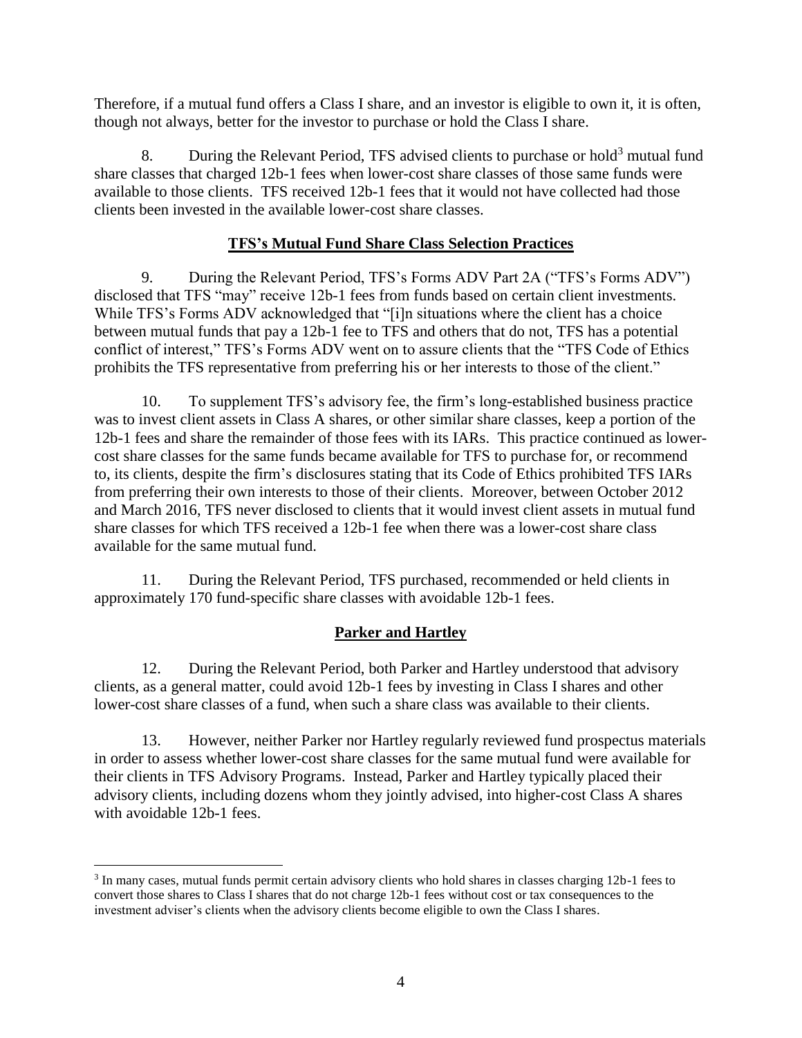Therefore, if a mutual fund offers a Class I share, and an investor is eligible to own it, it is often, though not always, better for the investor to purchase or hold the Class I share.

8. During the Relevant Period, TFS advised clients to purchase or hold[3] mutual fund share classes that charged 12b-1 fees when lower-cost share classes of those same funds were available to those clients. TFS received 12b-1 fees that it would not have collected had those clients been invested in the available lower-cost share classes.

## **TFS's Mutual Fund Share Class Selection Practices**

9. During the Relevant Period, TFS's Forms ADV Part 2A ("TFS's Forms ADV") disclosed that TFS "may" receive 12b-1 fees from funds based on certain client investments. While TFS's Forms ADV acknowledged that "[i]n situations where the client has a choice between mutual funds that pay a 12b-1 fee to TFS and others that do not, TFS has a potential conflict of interest," TFS's Forms ADV went on to assure clients that the "TFS Code of Ethics prohibits the TFS representative from preferring his or her interests to those of the client."

10. To supplement TFS's advisory fee, the firm's long-established business practice was to invest client assets in Class A shares, or other similar share classes, keep a portion of the 12b-1 fees and share the remainder of those fees with its IARs. This practice continued as lower-cost share classes for the same funds became available for TFS to purchase for, or recommend to, its clients, despite the firm's disclosures stating that its Code of Ethics prohibited TFS IARs from preferring their own interests to those of their clients. Moreover, between October 2012 and March 2016, TFS never disclosed to clients that it would invest client assets in mutual fund share classes for which TFS received a 12b-1 fee when there was a lower-cost share class available for the same mutual fund.

11. During the Relevant Period, TFS purchased, recommended or held clients in approximately 170 fund-specific share classes with avoidable 12b-1 fees.

## **Parker and Hartley**

12. During the Relevant Period, both Parker and Hartley understood that advisory clients, as a general matter, could avoid 12b-1 fees by investing in Class I shares and other lower-cost share classes of a fund, when such a share class was available to their clients.

13. However, neither Parker nor Hartley regularly reviewed fund prospectus materials in order to assess whether lower-cost share classes for the same mutual fund were available for their clients in TFS Advisory Programs. Instead, Parker and Hartley typically placed their advisory clients, including dozens whom they jointly advised, into higher-cost Class A shares with avoidable 12b-1 fees.

---

[3] In many cases, mutual funds permit certain advisory clients who hold shares in classes charging 12b-1 fees to convert those shares to Class I shares that do not charge 12b-1 fees without cost or tax consequences to the investment adviser's clients when the advisory clients become eligible to own the Class I shares.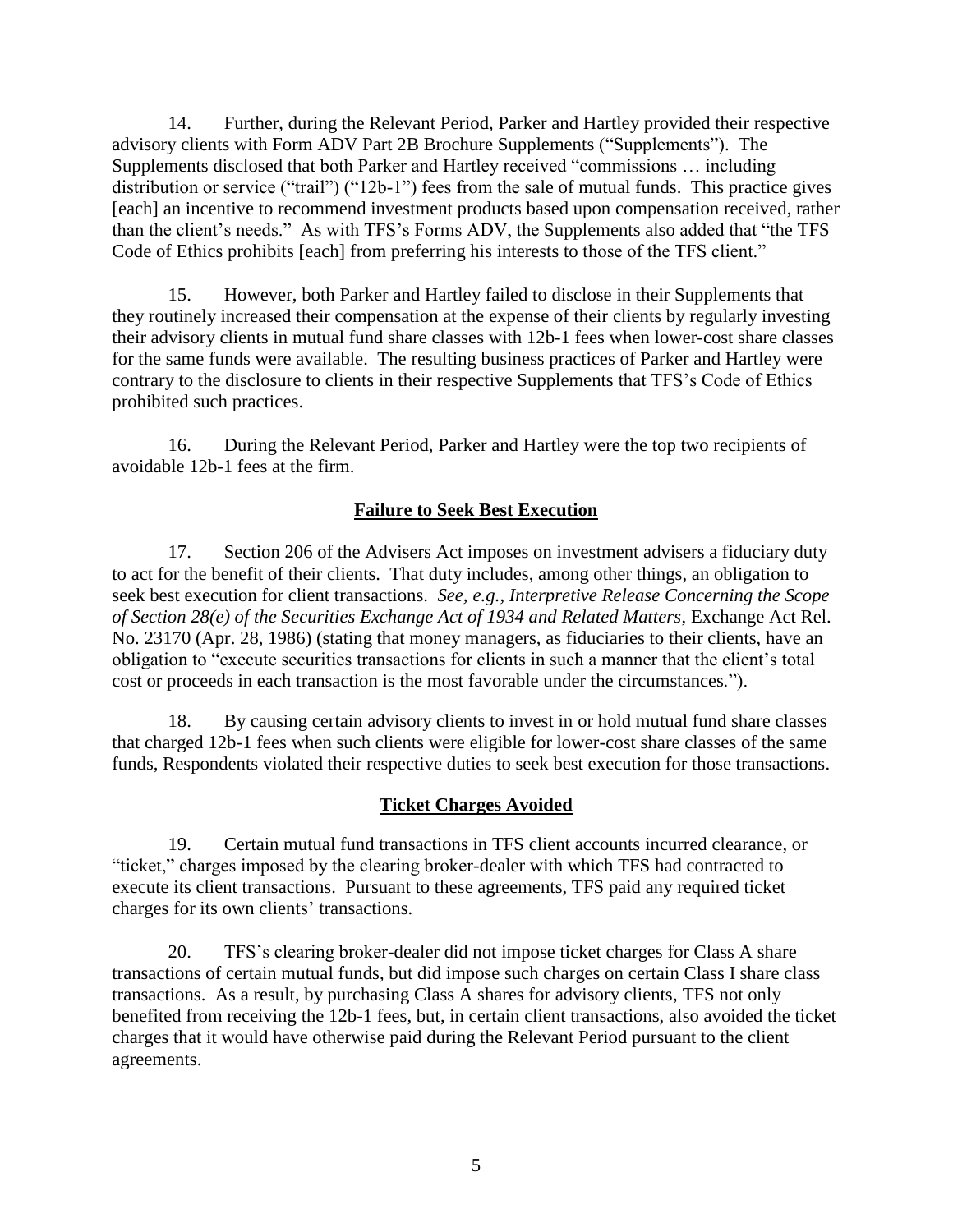14. Further, during the Relevant Period, Parker and Hartley provided their respective advisory clients with Form ADV Part 2B Brochure Supplements ("Supplements"). The Supplements disclosed that both Parker and Hartley received "commissions … including distribution or service ("trail") ("12b-1") fees from the sale of mutual funds. This practice gives [each] an incentive to recommend investment products based upon compensation received, rather than the client's needs." As with TFS's Forms ADV, the Supplements also added that "the TFS Code of Ethics prohibits [each] from preferring his interests to those of the TFS client."

15. However, both Parker and Hartley failed to disclose in their Supplements that they routinely increased their compensation at the expense of their clients by regularly investing their advisory clients in mutual fund share classes with 12b-1 fees when lower-cost share classes for the same funds were available. The resulting business practices of Parker and Hartley were contrary to the disclosure to clients in their respective Supplements that TFS's Code of Ethics prohibited such practices.

16. During the Relevant Period, Parker and Hartley were the top two recipients of avoidable 12b-1 fees at the firm.

## **Failure to Seek Best Execution**

17. Section 206 of the Advisers Act imposes on investment advisers a fiduciary duty to act for the benefit of their clients. That duty includes, among other things, an obligation to seek best execution for client transactions. *See, e.g.*, *Interpretive Release Concerning the Scope of Section 28(e) of the Securities Exchange Act of 1934 and Related Matters*, Exchange Act Rel. No. 23170 (Apr. 28, 1986) (stating that money managers, as fiduciaries to their clients, have an obligation to "execute securities transactions for clients in such a manner that the client's total cost or proceeds in each transaction is the most favorable under the circumstances.").

18. By causing certain advisory clients to invest in or hold mutual fund share classes that charged 12b-1 fees when such clients were eligible for lower-cost share classes of the same funds, Respondents violated their respective duties to seek best execution for those transactions.

## **Ticket Charges Avoided**

19. Certain mutual fund transactions in TFS client accounts incurred clearance, or "ticket," charges imposed by the clearing broker-dealer with which TFS had contracted to execute its client transactions. Pursuant to these agreements, TFS paid any required ticket charges for its own clients' transactions.

20. TFS's clearing broker-dealer did not impose ticket charges for Class A share transactions of certain mutual funds, but did impose such charges on certain Class I share class transactions. As a result, by purchasing Class A shares for advisory clients, TFS not only benefited from receiving the 12b-1 fees, but, in certain client transactions, also avoided the ticket charges that it would have otherwise paid during the Relevant Period pursuant to the client agreements.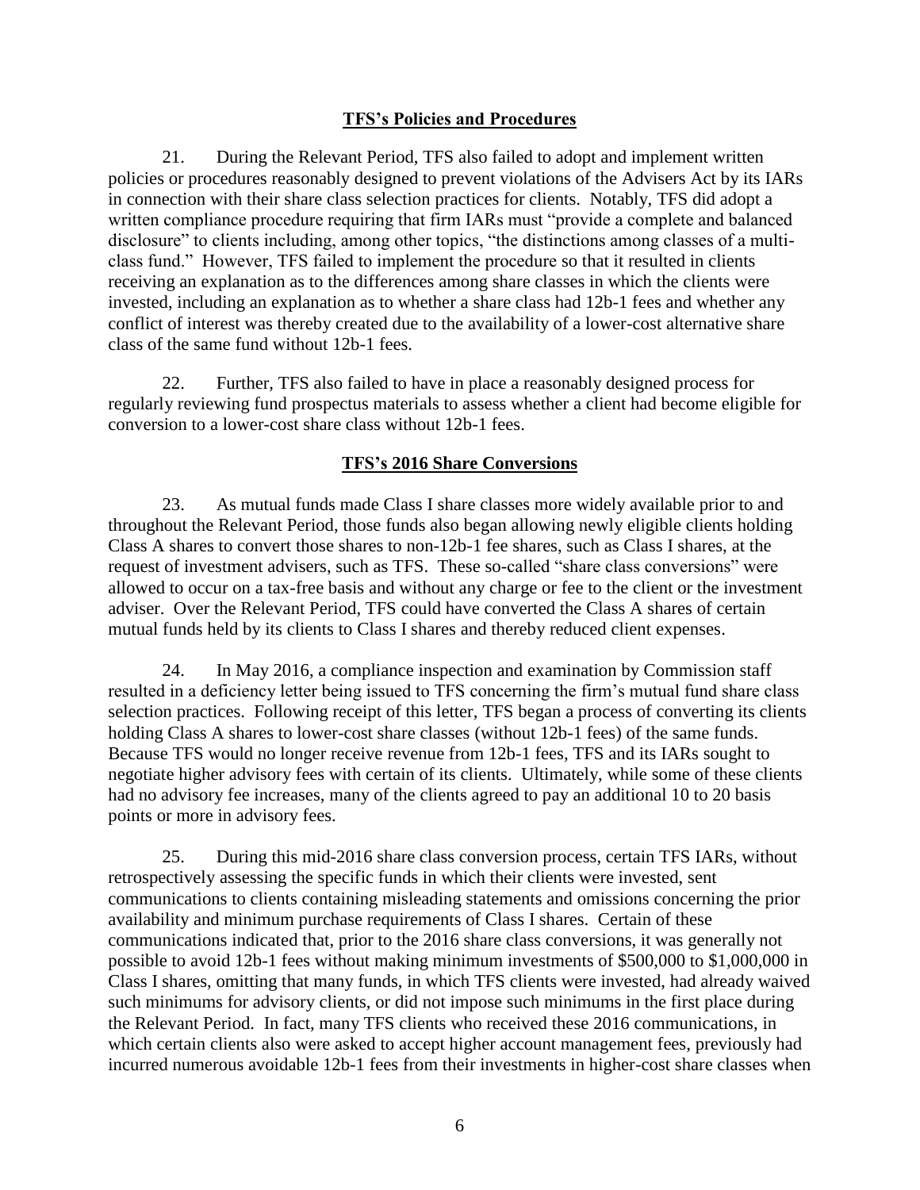## TFS's Policies and Procedures

21. During the Relevant Period, TFS also failed to adopt and implement written policies or procedures reasonably designed to prevent violations of the Advisers Act by its IARs in connection with their share class selection practices for clients. Notably, TFS did adopt a written compliance procedure requiring that firm IARs must "provide a complete and balanced disclosure" to clients including, among other topics, "the distinctions among classes of a multi-class fund." However, TFS failed to implement the procedure so that it resulted in clients receiving an explanation as to the differences among share classes in which the clients were invested, including an explanation as to whether a share class had 12b-1 fees and whether any conflict of interest was thereby created due to the availability of a lower-cost alternative share class of the same fund without 12b-1 fees.

22. Further, TFS also failed to have in place a reasonably designed process for regularly reviewing fund prospectus materials to assess whether a client had become eligible for conversion to a lower-cost share class without 12b-1 fees.

## TFS's 2016 Share Conversions

23. As mutual funds made Class I share classes more widely available prior to and throughout the Relevant Period, those funds also began allowing newly eligible clients holding Class A shares to convert those shares to non-12b-1 fee shares, such as Class I shares, at the request of investment advisers, such as TFS. These so-called "share class conversions" were allowed to occur on a tax-free basis and without any charge or fee to the client or the investment adviser. Over the Relevant Period, TFS could have converted the Class A shares of certain mutual funds held by its clients to Class I shares and thereby reduced client expenses.

24. In May 2016, a compliance inspection and examination by Commission staff resulted in a deficiency letter being issued to TFS concerning the firm's mutual fund share class selection practices. Following receipt of this letter, TFS began a process of converting its clients holding Class A shares to lower-cost share classes (without 12b-1 fees) of the same funds. Because TFS would no longer receive revenue from 12b-1 fees, TFS and its IARs sought to negotiate higher advisory fees with certain of its clients. Ultimately, while some of these clients had no advisory fee increases, many of the clients agreed to pay an additional 10 to 20 basis points or more in advisory fees.

25. During this mid-2016 share class conversion process, certain TFS IARs, without retrospectively assessing the specific funds in which their clients were invested, sent communications to clients containing misleading statements and omissions concerning the prior availability and minimum purchase requirements of Class I shares. Certain of these communications indicated that, prior to the 2016 share class conversions, it was generally not possible to avoid 12b-1 fees without making minimum investments of $500,000 to $1,000,000 in Class I shares, omitting that many funds, in which TFS clients were invested, had already waived such minimums for advisory clients, or did not impose such minimums in the first place during the Relevant Period. In fact, many TFS clients who received these 2016 communications, in which certain clients also were asked to accept higher account management fees, previously had incurred numerous avoidable 12b-1 fees from their investments in higher-cost share classes when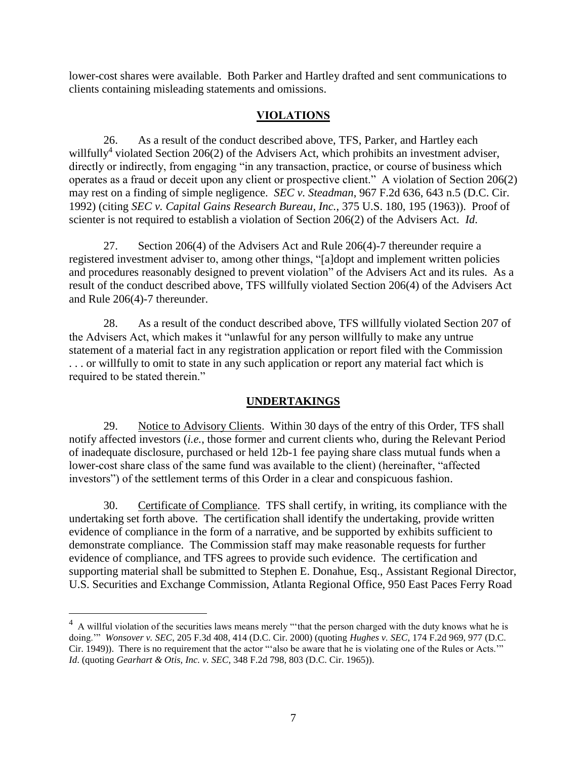lower-cost shares were available. Both Parker and Hartley drafted and sent communications to clients containing misleading statements and omissions.

## VIOLATIONS

26. As a result of the conduct described above, TFS, Parker, and Hartley each willfully[4] violated Section 206(2) of the Advisers Act, which prohibits an investment adviser, directly or indirectly, from engaging "in any transaction, practice, or course of business which operates as a fraud or deceit upon any client or prospective client." A violation of Section 206(2) may rest on a finding of simple negligence. *SEC v. Steadman*, 967 F.2d 636, 643 n.5 (D.C. Cir. 1992) (citing *SEC v. Capital Gains Research Bureau, Inc.*, 375 U.S. 180, 195 (1963)). Proof of scienter is not required to establish a violation of Section 206(2) of the Advisers Act. *Id.*

27. Section 206(4) of the Advisers Act and Rule 206(4)-7 thereunder require a registered investment adviser to, among other things, "[a]dopt and implement written policies and procedures reasonably designed to prevent violation" of the Advisers Act and its rules. As a result of the conduct described above, TFS willfully violated Section 206(4) of the Advisers Act and Rule 206(4)-7 thereunder.

28. As a result of the conduct described above, TFS willfully violated Section 207 of the Advisers Act, which makes it "unlawful for any person willfully to make any untrue statement of a material fact in any registration application or report filed with the Commission . . . or willfully to omit to state in any such application or report any material fact which is required to be stated therein."

## UNDERTAKINGS

29. Notice to Advisory Clients. Within 30 days of the entry of this Order, TFS shall notify affected investors (*i.e.*, those former and current clients who, during the Relevant Period of inadequate disclosure, purchased or held 12b-1 fee paying share class mutual funds when a lower-cost share class of the same fund was available to the client) (hereinafter, "affected investors") of the settlement terms of this Order in a clear and conspicuous fashion.

30. Certificate of Compliance. TFS shall certify, in writing, its compliance with the undertaking set forth above. The certification shall identify the undertaking, provide written evidence of compliance in the form of a narrative, and be supported by exhibits sufficient to demonstrate compliance. The Commission staff may make reasonable requests for further evidence of compliance, and TFS agrees to provide such evidence. The certification and supporting material shall be submitted to Stephen E. Donahue, Esq., Assistant Regional Director, U.S. Securities and Exchange Commission, Atlanta Regional Office, 950 East Paces Ferry Road

---

[4] A willful violation of the securities laws means merely "'that the person charged with the duty knows what he is doing.'" *Wonsover v. SEC*, 205 F.3d 408, 414 (D.C. Cir. 2000) (quoting *Hughes v. SEC*, 174 F.2d 969, 977 (D.C. Cir. 1949)). There is no requirement that the actor "'also be aware that he is violating one of the Rules or Acts.'" *Id*. (quoting *Gearhart & Otis, Inc. v. SEC*, 348 F.2d 798, 803 (D.C. Cir. 1965)).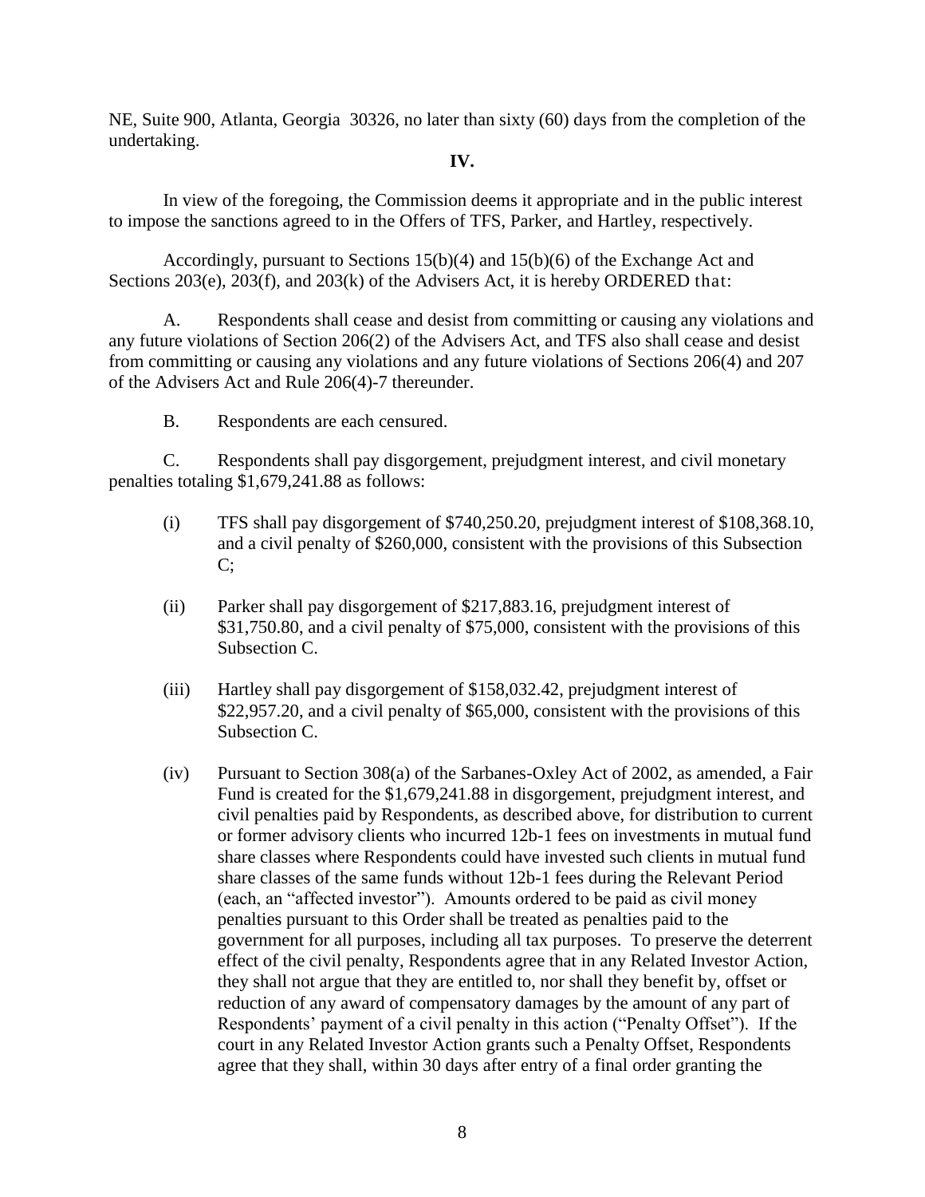NE, Suite 900, Atlanta, Georgia 30326, no later than sixty (60) days from the completion of the undertaking.

**IV.**

In view of the foregoing, the Commission deems it appropriate and in the public interest to impose the sanctions agreed to in the Offers of TFS, Parker, and Hartley, respectively.

Accordingly, pursuant to Sections 15(b)(4) and 15(b)(6) of the Exchange Act and Sections 203(e), 203(f), and 203(k) of the Advisers Act, it is hereby ORDERED that:

A. Respondents shall cease and desist from committing or causing any violations and any future violations of Section 206(2) of the Advisers Act, and TFS also shall cease and desist from committing or causing any violations and any future violations of Sections 206(4) and 207 of the Advisers Act and Rule 206(4)-7 thereunder.

B. Respondents are each censured.

C. Respondents shall pay disgorgement, prejudgment interest, and civil monetary penalties totaling $1,679,241.88 as follows:

(i) TFS shall pay disgorgement of $740,250.20, prejudgment interest of $108,368.10, and a civil penalty of $260,000, consistent with the provisions of this Subsection C;

(ii) Parker shall pay disgorgement of $217,883.16, prejudgment interest of $31,750.80, and a civil penalty of $75,000, consistent with the provisions of this Subsection C.

(iii) Hartley shall pay disgorgement of $158,032.42, prejudgment interest of $22,957.20, and a civil penalty of $65,000, consistent with the provisions of this Subsection C.

(iv) Pursuant to Section 308(a) of the Sarbanes-Oxley Act of 2002, as amended, a Fair Fund is created for the $1,679,241.88 in disgorgement, prejudgment interest, and civil penalties paid by Respondents, as described above, for distribution to current or former advisory clients who incurred 12b-1 fees on investments in mutual fund share classes where Respondents could have invested such clients in mutual fund share classes of the same funds without 12b-1 fees during the Relevant Period (each, an "affected investor"). Amounts ordered to be paid as civil money penalties pursuant to this Order shall be treated as penalties paid to the government for all purposes, including all tax purposes. To preserve the deterrent effect of the civil penalty, Respondents agree that in any Related Investor Action, they shall not argue that they are entitled to, nor shall they benefit by, offset or reduction of any award of compensatory damages by the amount of any part of Respondents' payment of a civil penalty in this action ("Penalty Offset"). If the court in any Related Investor Action grants such a Penalty Offset, Respondents agree that they shall, within 30 days after entry of a final order granting the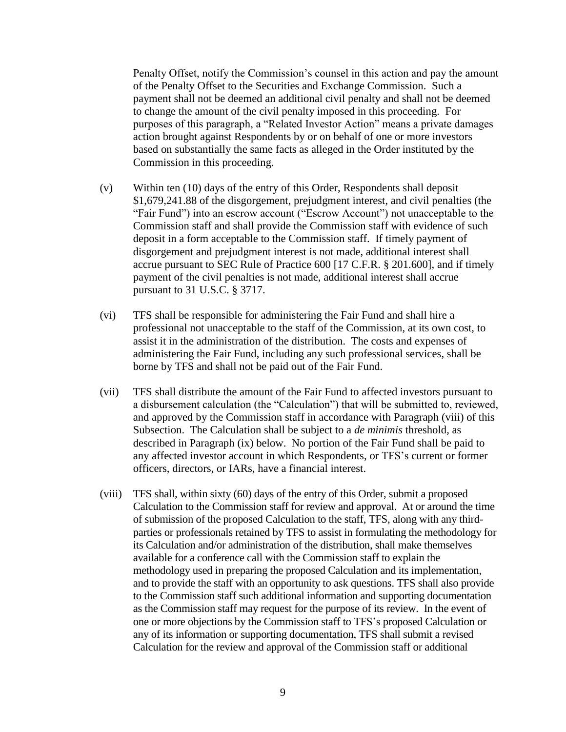Penalty Offset, notify the Commission's counsel in this action and pay the amount of the Penalty Offset to the Securities and Exchange Commission. Such a payment shall not be deemed an additional civil penalty and shall not be deemed to change the amount of the civil penalty imposed in this proceeding. For purposes of this paragraph, a "Related Investor Action" means a private damages action brought against Respondents by or on behalf of one or more investors based on substantially the same facts as alleged in the Order instituted by the Commission in this proceeding.

(v) Within ten (10) days of the entry of this Order, Respondents shall deposit $1,679,241.88 of the disgorgement, prejudgment interest, and civil penalties (the "Fair Fund") into an escrow account ("Escrow Account") not unacceptable to the Commission staff and shall provide the Commission staff with evidence of such deposit in a form acceptable to the Commission staff. If timely payment of disgorgement and prejudgment interest is not made, additional interest shall accrue pursuant to SEC Rule of Practice 600 [17 C.F.R. § 201.600], and if timely payment of the civil penalties is not made, additional interest shall accrue pursuant to 31 U.S.C. § 3717.

(vi) TFS shall be responsible for administering the Fair Fund and shall hire a professional not unacceptable to the staff of the Commission, at its own cost, to assist it in the administration of the distribution. The costs and expenses of administering the Fair Fund, including any such professional services, shall be borne by TFS and shall not be paid out of the Fair Fund.

(vii) TFS shall distribute the amount of the Fair Fund to affected investors pursuant to a disbursement calculation (the "Calculation") that will be submitted to, reviewed, and approved by the Commission staff in accordance with Paragraph (viii) of this Subsection. The Calculation shall be subject to a *de minimis* threshold, as described in Paragraph (ix) below. No portion of the Fair Fund shall be paid to any affected investor account in which Respondents, or TFS's current or former officers, directors, or IARs, have a financial interest.

(viii) TFS shall, within sixty (60) days of the entry of this Order, submit a proposed Calculation to the Commission staff for review and approval. At or around the time of submission of the proposed Calculation to the staff, TFS, along with any third-parties or professionals retained by TFS to assist in formulating the methodology for its Calculation and/or administration of the distribution, shall make themselves available for a conference call with the Commission staff to explain the methodology used in preparing the proposed Calculation and its implementation, and to provide the staff with an opportunity to ask questions. TFS shall also provide to the Commission staff such additional information and supporting documentation as the Commission staff may request for the purpose of its review. In the event of one or more objections by the Commission staff to TFS's proposed Calculation or any of its information or supporting documentation, TFS shall submit a revised Calculation for the review and approval of the Commission staff or additional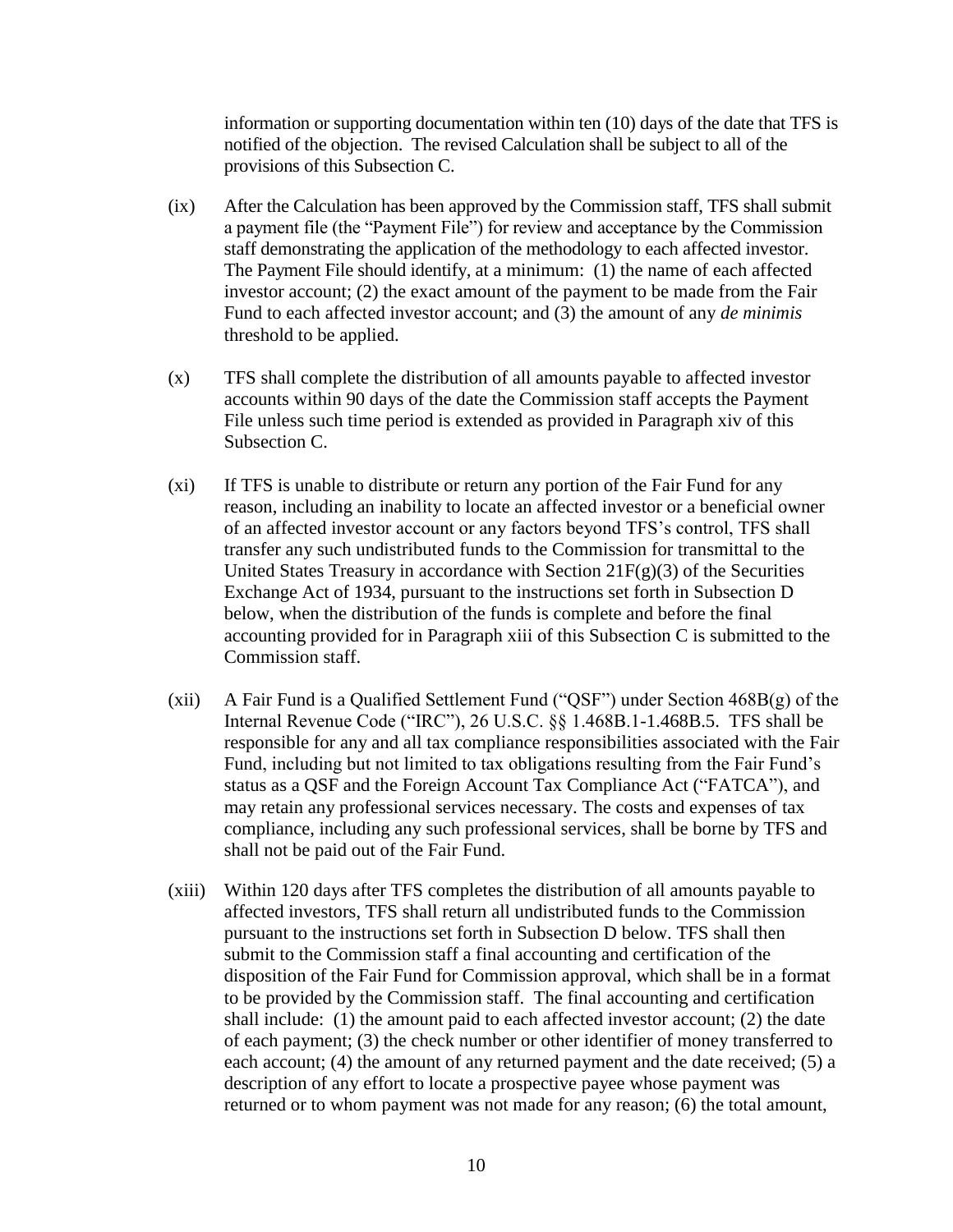information or supporting documentation within ten (10) days of the date that TFS is notified of the objection. The revised Calculation shall be subject to all of the provisions of this Subsection C.

(ix) After the Calculation has been approved by the Commission staff, TFS shall submit a payment file (the "Payment File") for review and acceptance by the Commission staff demonstrating the application of the methodology to each affected investor. The Payment File should identify, at a minimum: (1) the name of each affected investor account; (2) the exact amount of the payment to be made from the Fair Fund to each affected investor account; and (3) the amount of any *de minimis* threshold to be applied.

(x) TFS shall complete the distribution of all amounts payable to affected investor accounts within 90 days of the date the Commission staff accepts the Payment File unless such time period is extended as provided in Paragraph xiv of this Subsection C.

(xi) If TFS is unable to distribute or return any portion of the Fair Fund for any reason, including an inability to locate an affected investor or a beneficial owner of an affected investor account or any factors beyond TFS's control, TFS shall transfer any such undistributed funds to the Commission for transmittal to the United States Treasury in accordance with Section 21F(g)(3) of the Securities Exchange Act of 1934, pursuant to the instructions set forth in Subsection D below, when the distribution of the funds is complete and before the final accounting provided for in Paragraph xiii of this Subsection C is submitted to the Commission staff.

(xii) A Fair Fund is a Qualified Settlement Fund ("QSF") under Section 468B(g) of the Internal Revenue Code ("IRC"), 26 U.S.C. §§ 1.468B.1-1.468B.5. TFS shall be responsible for any and all tax compliance responsibilities associated with the Fair Fund, including but not limited to tax obligations resulting from the Fair Fund's status as a QSF and the Foreign Account Tax Compliance Act ("FATCA"), and may retain any professional services necessary. The costs and expenses of tax compliance, including any such professional services, shall be borne by TFS and shall not be paid out of the Fair Fund.

(xiii) Within 120 days after TFS completes the distribution of all amounts payable to affected investors, TFS shall return all undistributed funds to the Commission pursuant to the instructions set forth in Subsection D below. TFS shall then submit to the Commission staff a final accounting and certification of the disposition of the Fair Fund for Commission approval, which shall be in a format to be provided by the Commission staff. The final accounting and certification shall include: (1) the amount paid to each affected investor account; (2) the date of each payment; (3) the check number or other identifier of money transferred to each account; (4) the amount of any returned payment and the date received; (5) a description of any effort to locate a prospective payee whose payment was returned or to whom payment was not made for any reason; (6) the total amount,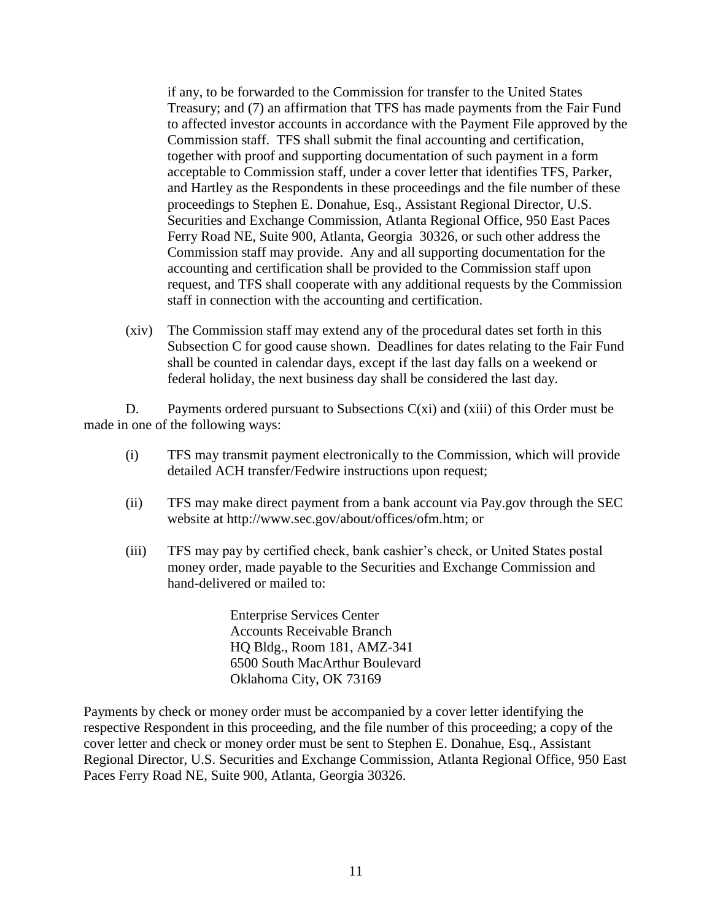if any, to be forwarded to the Commission for transfer to the United States Treasury; and (7) an affirmation that TFS has made payments from the Fair Fund to affected investor accounts in accordance with the Payment File approved by the Commission staff. TFS shall submit the final accounting and certification, together with proof and supporting documentation of such payment in a form acceptable to Commission staff, under a cover letter that identifies TFS, Parker, and Hartley as the Respondents in these proceedings and the file number of these proceedings to Stephen E. Donahue, Esq., Assistant Regional Director, U.S. Securities and Exchange Commission, Atlanta Regional Office, 950 East Paces Ferry Road NE, Suite 900, Atlanta, Georgia 30326, or such other address the Commission staff may provide. Any and all supporting documentation for the accounting and certification shall be provided to the Commission staff upon request, and TFS shall cooperate with any additional requests by the Commission staff in connection with the accounting and certification.

(xiv) The Commission staff may extend any of the procedural dates set forth in this Subsection C for good cause shown. Deadlines for dates relating to the Fair Fund shall be counted in calendar days, except if the last day falls on a weekend or federal holiday, the next business day shall be considered the last day.

D. Payments ordered pursuant to Subsections C(xi) and (xiii) of this Order must be made in one of the following ways:

(i) TFS may transmit payment electronically to the Commission, which will provide detailed ACH transfer/Fedwire instructions upon request;

(ii) TFS may make direct payment from a bank account via Pay.gov through the SEC website at http://www.sec.gov/about/offices/ofm.htm; or

(iii) TFS may pay by certified check, bank cashier's check, or United States postal money order, made payable to the Securities and Exchange Commission and hand-delivered or mailed to:

> Enterprise Services Center
> Accounts Receivable Branch
> HQ Bldg., Room 181, AMZ-341
> 6500 South MacArthur Boulevard
> Oklahoma City, OK 73169

Payments by check or money order must be accompanied by a cover letter identifying the respective Respondent in this proceeding, and the file number of this proceeding; a copy of the cover letter and check or money order must be sent to Stephen E. Donahue, Esq., Assistant Regional Director, U.S. Securities and Exchange Commission, Atlanta Regional Office, 950 East Paces Ferry Road NE, Suite 900, Atlanta, Georgia 30326.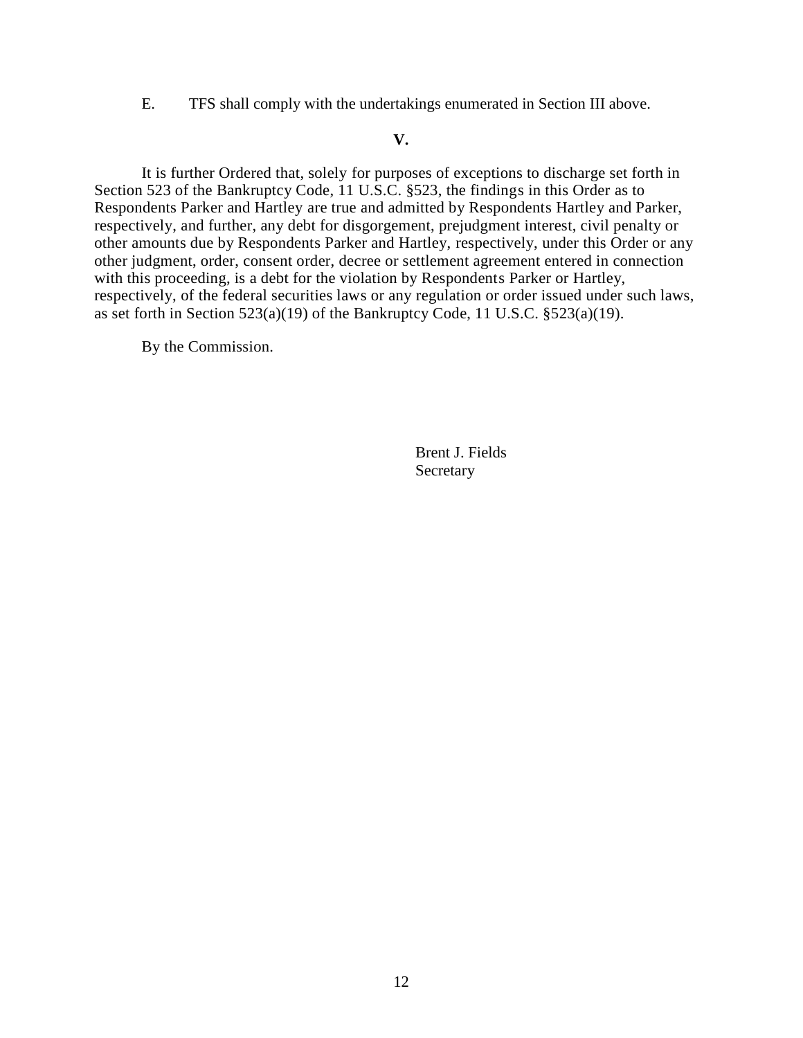E. TFS shall comply with the undertakings enumerated in Section III above.

## V.

It is further Ordered that, solely for purposes of exceptions to discharge set forth in Section 523 of the Bankruptcy Code, 11 U.S.C. §523, the findings in this Order as to Respondents Parker and Hartley are true and admitted by Respondents Hartley and Parker, respectively, and further, any debt for disgorgement, prejudgment interest, civil penalty or other amounts due by Respondents Parker and Hartley, respectively, under this Order or any other judgment, order, consent order, decree or settlement agreement entered in connection with this proceeding, is a debt for the violation by Respondents Parker or Hartley, respectively, of the federal securities laws or any regulation or order issued under such laws, as set forth in Section 523(a)(19) of the Bankruptcy Code, 11 U.S.C. §523(a)(19).

By the Commission.

Brent J. Fields
Secretary